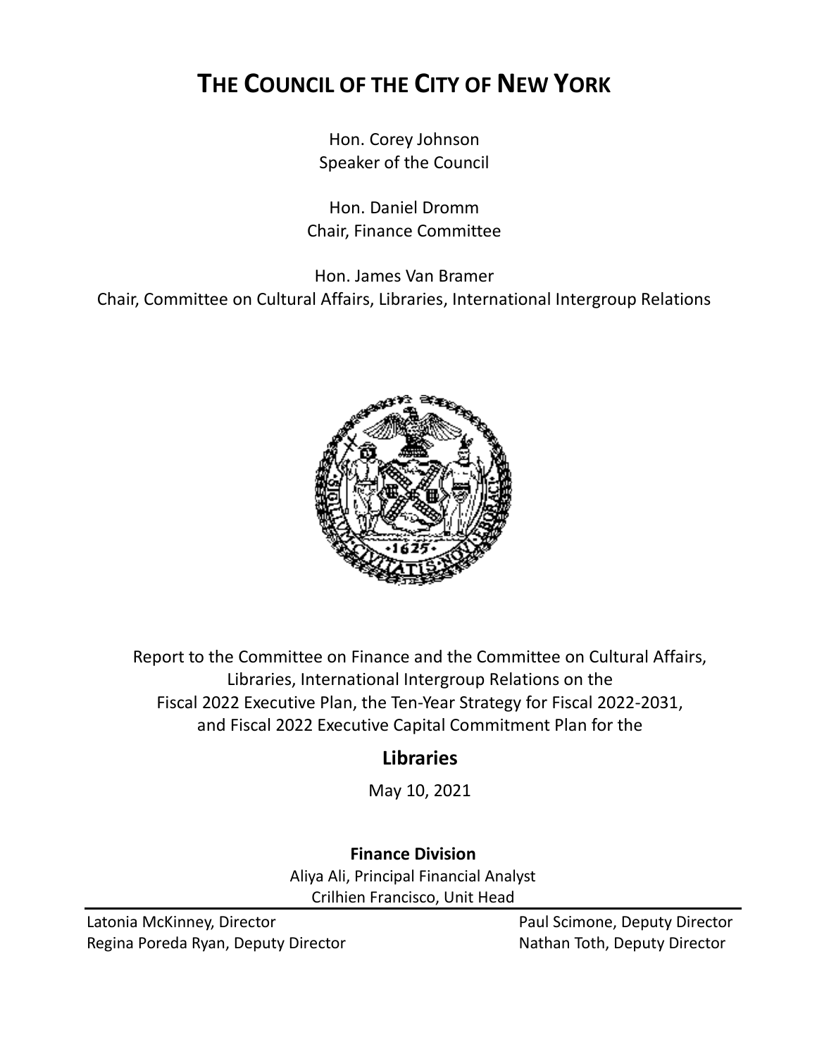# THE COUNCIL OF THE CITY OF NEW YORK

Hon. Corey Johnson
Speaker of the Council

Hon. Daniel Dromm
Chair, Finance Committee

Hon. James Van Bramer
Chair, Committee on Cultural Affairs, Libraries, International Intergroup Relations

Report to the Committee on Finance and the Committee on Cultural Affairs, Libraries, International Intergroup Relations on the Fiscal 2022 Executive Plan, the Ten-Year Strategy for Fiscal 2022-2031, and Fiscal 2022 Executive Capital Commitment Plan for the

## Libraries

May 10, 2021

**Finance Division**

Aliya Ali, Principal Financial Analyst
Crilhien Francisco, Unit Head

Latonia McKinney, Director
Regina Poreda Ryan, Deputy Director
Paul Scimone, Deputy Director
Nathan Toth, Deputy Director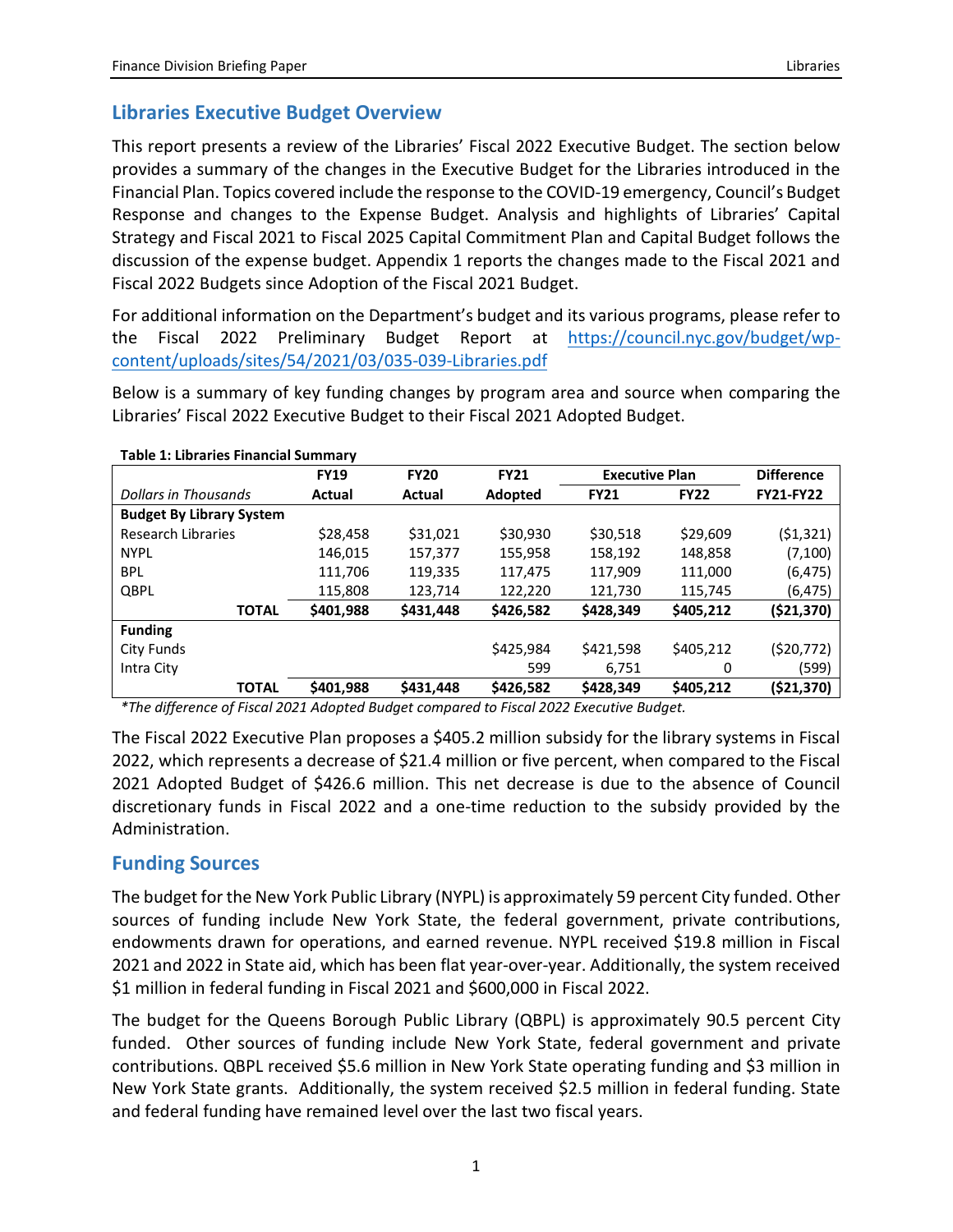## Libraries Executive Budget Overview

This report presents a review of the Libraries' Fiscal 2022 Executive Budget. The section below provides a summary of the changes in the Executive Budget for the Libraries introduced in the Financial Plan. Topics covered include the response to the COVID-19 emergency, Council's Budget Response and changes to the Expense Budget. Analysis and highlights of Libraries' Capital Strategy and Fiscal 2021 to Fiscal 2025 Capital Commitment Plan and Capital Budget follows the discussion of the expense budget. Appendix 1 reports the changes made to the Fiscal 2021 and Fiscal 2022 Budgets since Adoption of the Fiscal 2021 Budget.

For additional information on the Department's budget and its various programs, please refer to the Fiscal 2022 Preliminary Budget Report at https://council.nyc.gov/budget/wp-content/uploads/sites/54/2021/03/035-039-Libraries.pdf

Below is a summary of key funding changes by program area and source when comparing the Libraries' Fiscal 2022 Executive Budget to their Fiscal 2021 Adopted Budget.

**Table 1: Libraries Financial Summary**

| | FY19 | FY20 | FY21 | Executive Plan | | Difference |
|---|---|---|---|---|---|---|
| *Dollars in Thousands* | Actual | Actual | Adopted | FY21 | FY22 | FY21-FY22 |
| **Budget By Library System** | | | | | | |
| Research Libraries | $28,458 | $31,021 | $30,930 | $30,518 | $29,609 | ($1,321) |
| NYPL | 146,015 | 157,377 | 155,958 | 158,192 | 148,858 | (7,100) |
| BPL | 111,706 | 119,335 | 117,475 | 117,909 | 111,000 | (6,475) |
| QBPL | 115,808 | 123,714 | 122,220 | 121,730 | 115,745 | (6,475) |
| **TOTAL** | **$401,988** | **$431,448** | **$426,582** | **$428,349** | **$405,212** | **($21,370)** |
| **Funding** | | | | | | |
| City Funds | | | $425,984 | $421,598 | $405,212 | ($20,772) |
| Intra City | | | 599 | 6,751 | 0 | (599) |
| **TOTAL** | **$401,988** | **$431,448** | **$426,582** | **$428,349** | **$405,212** | **($21,370)** |

*\*The difference of Fiscal 2021 Adopted Budget compared to Fiscal 2022 Executive Budget.*

The Fiscal 2022 Executive Plan proposes a $405.2 million subsidy for the library systems in Fiscal 2022, which represents a decrease of $21.4 million or five percent, when compared to the Fiscal 2021 Adopted Budget of $426.6 million. This net decrease is due to the absence of Council discretionary funds in Fiscal 2022 and a one-time reduction to the subsidy provided by the Administration.

## Funding Sources

The budget for the New York Public Library (NYPL) is approximately 59 percent City funded. Other sources of funding include New York State, the federal government, private contributions, endowments drawn for operations, and earned revenue. NYPL received $19.8 million in Fiscal 2021 and 2022 in State aid, which has been flat year-over-year. Additionally, the system received $1 million in federal funding in Fiscal 2021 and $600,000 in Fiscal 2022.

The budget for the Queens Borough Public Library (QBPL) is approximately 90.5 percent City funded. Other sources of funding include New York State, federal government and private contributions. QBPL received $5.6 million in New York State operating funding and $3 million in New York State grants. Additionally, the system received $2.5 million in federal funding. State and federal funding have remained level over the last two fiscal years.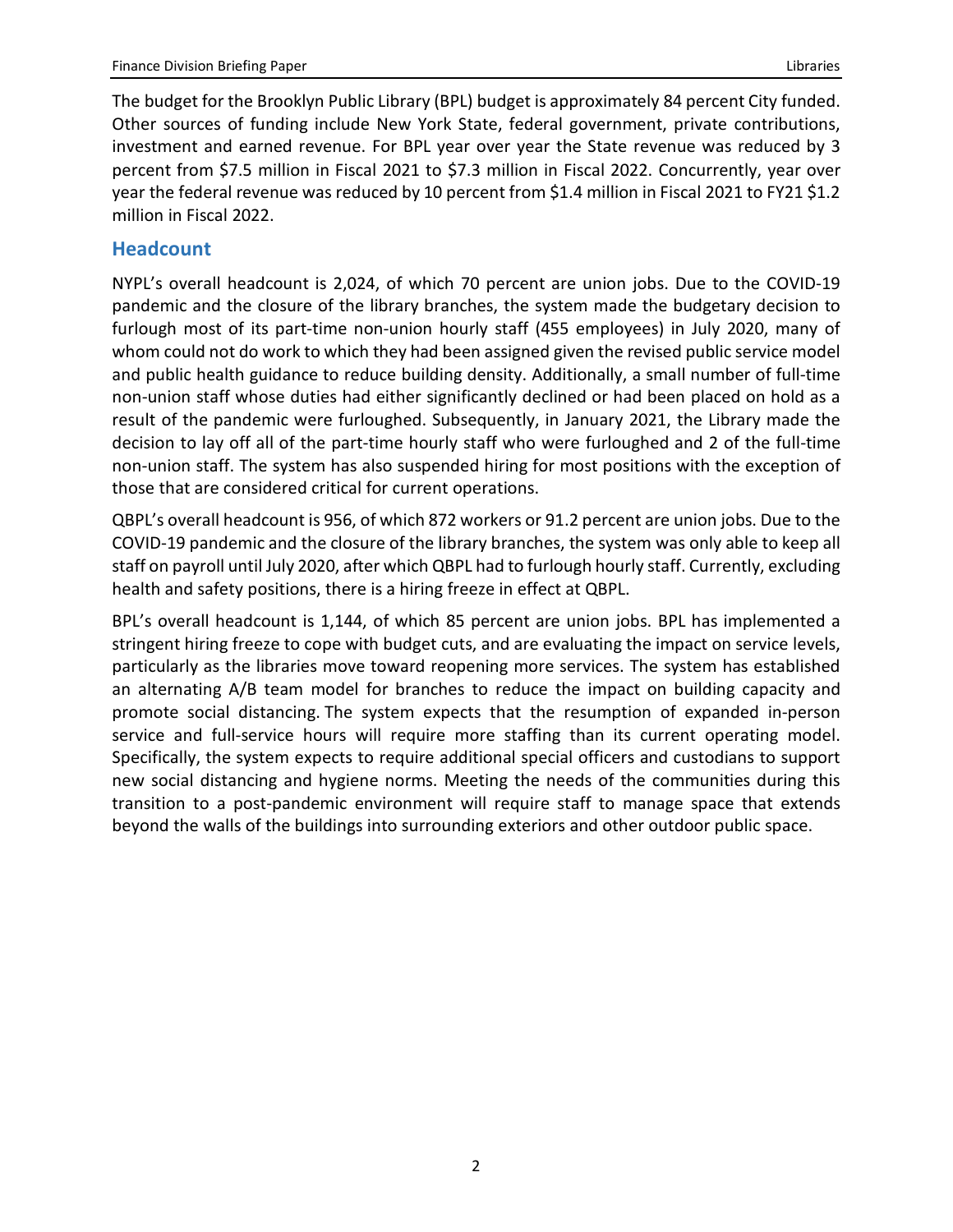The budget for the Brooklyn Public Library (BPL) budget is approximately 84 percent City funded. Other sources of funding include New York State, federal government, private contributions, investment and earned revenue. For BPL year over year the State revenue was reduced by 3 percent from $7.5 million in Fiscal 2021 to $7.3 million in Fiscal 2022. Concurrently, year over year the federal revenue was reduced by 10 percent from $1.4 million in Fiscal 2021 to FY21 $1.2 million in Fiscal 2022.

## Headcount

NYPL's overall headcount is 2,024, of which 70 percent are union jobs. Due to the COVID-19 pandemic and the closure of the library branches, the system made the budgetary decision to furlough most of its part-time non-union hourly staff (455 employees) in July 2020, many of whom could not do work to which they had been assigned given the revised public service model and public health guidance to reduce building density. Additionally, a small number of full-time non-union staff whose duties had either significantly declined or had been placed on hold as a result of the pandemic were furloughed. Subsequently, in January 2021, the Library made the decision to lay off all of the part-time hourly staff who were furloughed and 2 of the full-time non-union staff. The system has also suspended hiring for most positions with the exception of those that are considered critical for current operations.

QBPL's overall headcount is 956, of which 872 workers or 91.2 percent are union jobs. Due to the COVID-19 pandemic and the closure of the library branches, the system was only able to keep all staff on payroll until July 2020, after which QBPL had to furlough hourly staff. Currently, excluding health and safety positions, there is a hiring freeze in effect at QBPL.

BPL's overall headcount is 1,144, of which 85 percent are union jobs. BPL has implemented a stringent hiring freeze to cope with budget cuts, and are evaluating the impact on service levels, particularly as the libraries move toward reopening more services. The system has established an alternating A/B team model for branches to reduce the impact on building capacity and promote social distancing. The system expects that the resumption of expanded in-person service and full-service hours will require more staffing than its current operating model. Specifically, the system expects to require additional special officers and custodians to support new social distancing and hygiene norms. Meeting the needs of the communities during this transition to a post-pandemic environment will require staff to manage space that extends beyond the walls of the buildings into surrounding exteriors and other outdoor public space.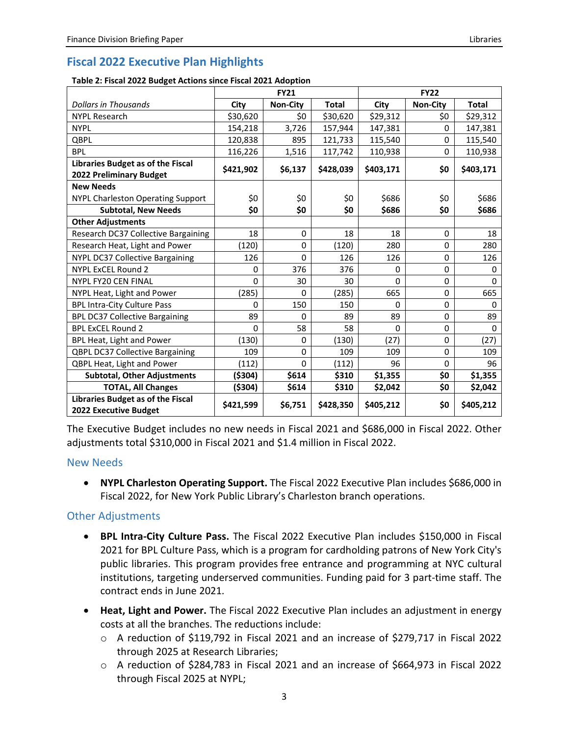## Fiscal 2022 Executive Plan Highlights

**Table 2: Fiscal 2022 Budget Actions since Fiscal 2021 Adoption**

| | FY21 | | | FY22 | | |
|---|---|---|---|---|---|---|
| *Dollars in Thousands* | **City** | **Non-City** | **Total** | **City** | **Non-City** | **Total** |
| NYPL Research | $30,620 | $0 | $30,620 | $29,312 | $0 | $29,312 |
| NYPL | 154,218 | 3,726 | 157,944 | 147,381 | 0 | 147,381 |
| QBPL | 120,838 | 895 | 121,733 | 115,540 | 0 | 115,540 |
| BPL | 116,226 | 1,516 | 117,742 | 110,938 | 0 | 110,938 |
| **Libraries Budget as of the Fiscal 2022 Preliminary Budget** | **$421,902** | **$6,137** | **$428,039** | **$403,171** | **$0** | **$403,171** |
| **New Needs** | | | | | | |
| NYPL Charleston Operating Support | $0 | $0 | $0 | $686 | $0 | $686 |
| **Subtotal, New Needs** | **$0** | **$0** | **$0** | **$686** | **$0** | **$686** |
| **Other Adjustments** | | | | | | |
| Research DC37 Collective Bargaining | 18 | 0 | 18 | 18 | 0 | 18 |
| Research Heat, Light and Power | (120) | 0 | (120) | 280 | 0 | 280 |
| NYPL DC37 Collective Bargaining | 126 | 0 | 126 | 126 | 0 | 126 |
| NYPL ExCEL Round 2 | 0 | 376 | 376 | 0 | 0 | 0 |
| NYPL FY20 CEN FINAL | 0 | 30 | 30 | 0 | 0 | 0 |
| NYPL Heat, Light and Power | (285) | 0 | (285) | 665 | 0 | 665 |
| BPL Intra-City Culture Pass | 0 | 150 | 150 | 0 | 0 | 0 |
| BPL DC37 Collective Bargaining | 89 | 0 | 89 | 89 | 0 | 89 |
| BPL ExCEL Round 2 | 0 | 58 | 58 | 0 | 0 | 0 |
| BPL Heat, Light and Power | (130) | 0 | (130) | (27) | 0 | (27) |
| QBPL DC37 Collective Bargaining | 109 | 0 | 109 | 109 | 0 | 109 |
| QBPL Heat, Light and Power | (112) | 0 | (112) | 96 | 0 | 96 |
| **Subtotal, Other Adjustments** | **($304)** | **$614** | **$310** | **$1,355** | **$0** | **$1,355** |
| **TOTAL, All Changes** | **($304)** | **$614** | **$310** | **$2,042** | **$0** | **$2,042** |
| **Libraries Budget as of the Fiscal 2022 Executive Budget** | **$421,599** | **$6,751** | **$428,350** | **$405,212** | **$0** | **$405,212** |

The Executive Budget includes no new needs in Fiscal 2021 and $686,000 in Fiscal 2022. Other adjustments total $310,000 in Fiscal 2021 and $1.4 million in Fiscal 2022.

### New Needs

- **NYPL Charleston Operating Support.** The Fiscal 2022 Executive Plan includes $686,000 in Fiscal 2022, for New York Public Library's Charleston branch operations.

### Other Adjustments

- **BPL Intra-City Culture Pass.** The Fiscal 2022 Executive Plan includes $150,000 in Fiscal 2021 for BPL Culture Pass, which is a program for cardholding patrons of New York City's public libraries. This program provides free entrance and programming at NYC cultural institutions, targeting underserved communities. Funding paid for 3 part-time staff. The contract ends in June 2021.
- **Heat, Light and Power.** The Fiscal 2022 Executive Plan includes an adjustment in energy costs at all the branches. The reductions include:
  - A reduction of $119,792 in Fiscal 2021 and an increase of $279,717 in Fiscal 2022 through 2025 at Research Libraries;
  - A reduction of $284,783 in Fiscal 2021 and an increase of $664,973 in Fiscal 2022 through Fiscal 2025 at NYPL;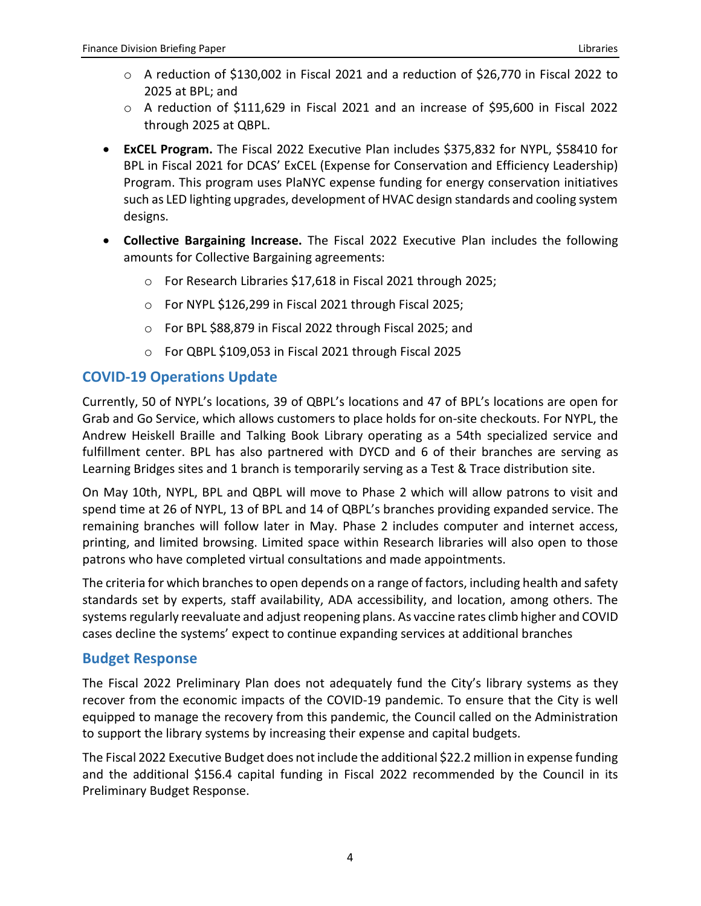- A reduction of $130,002 in Fiscal 2021 and a reduction of $26,770 in Fiscal 2022 to 2025 at BPL; and
- A reduction of $111,629 in Fiscal 2021 and an increase of $95,600 in Fiscal 2022 through 2025 at QBPL.

- **ExCEL Program.** The Fiscal 2022 Executive Plan includes $375,832 for NYPL, $58410 for BPL in Fiscal 2021 for DCAS' ExCEL (Expense for Conservation and Efficiency Leadership) Program. This program uses PlaNYC expense funding for energy conservation initiatives such as LED lighting upgrades, development of HVAC design standards and cooling system designs.

- **Collective Bargaining Increase.** The Fiscal 2022 Executive Plan includes the following amounts for Collective Bargaining agreements:
  - For Research Libraries $17,618 in Fiscal 2021 through 2025;
  - For NYPL $126,299 in Fiscal 2021 through Fiscal 2025;
  - For BPL $88,879 in Fiscal 2022 through Fiscal 2025; and
  - For QBPL $109,053 in Fiscal 2021 through Fiscal 2025

## COVID-19 Operations Update

Currently, 50 of NYPL's locations, 39 of QBPL's locations and 47 of BPL's locations are open for Grab and Go Service, which allows customers to place holds for on-site checkouts. For NYPL, the Andrew Heiskell Braille and Talking Book Library operating as a 54th specialized service and fulfillment center. BPL has also partnered with DYCD and 6 of their branches are serving as Learning Bridges sites and 1 branch is temporarily serving as a Test & Trace distribution site.

On May 10th, NYPL, BPL and QBPL will move to Phase 2 which will allow patrons to visit and spend time at 26 of NYPL, 13 of BPL and 14 of QBPL's branches providing expanded service. The remaining branches will follow later in May. Phase 2 includes computer and internet access, printing, and limited browsing. Limited space within Research libraries will also open to those patrons who have completed virtual consultations and made appointments.

The criteria for which branches to open depends on a range of factors, including health and safety standards set by experts, staff availability, ADA accessibility, and location, among others. The systems regularly reevaluate and adjust reopening plans. As vaccine rates climb higher and COVID cases decline the systems' expect to continue expanding services at additional branches

## Budget Response

The Fiscal 2022 Preliminary Plan does not adequately fund the City's library systems as they recover from the economic impacts of the COVID-19 pandemic. To ensure that the City is well equipped to manage the recovery from this pandemic, the Council called on the Administration to support the library systems by increasing their expense and capital budgets.

The Fiscal 2022 Executive Budget does not include the additional $22.2 million in expense funding and the additional $156.4 capital funding in Fiscal 2022 recommended by the Council in its Preliminary Budget Response.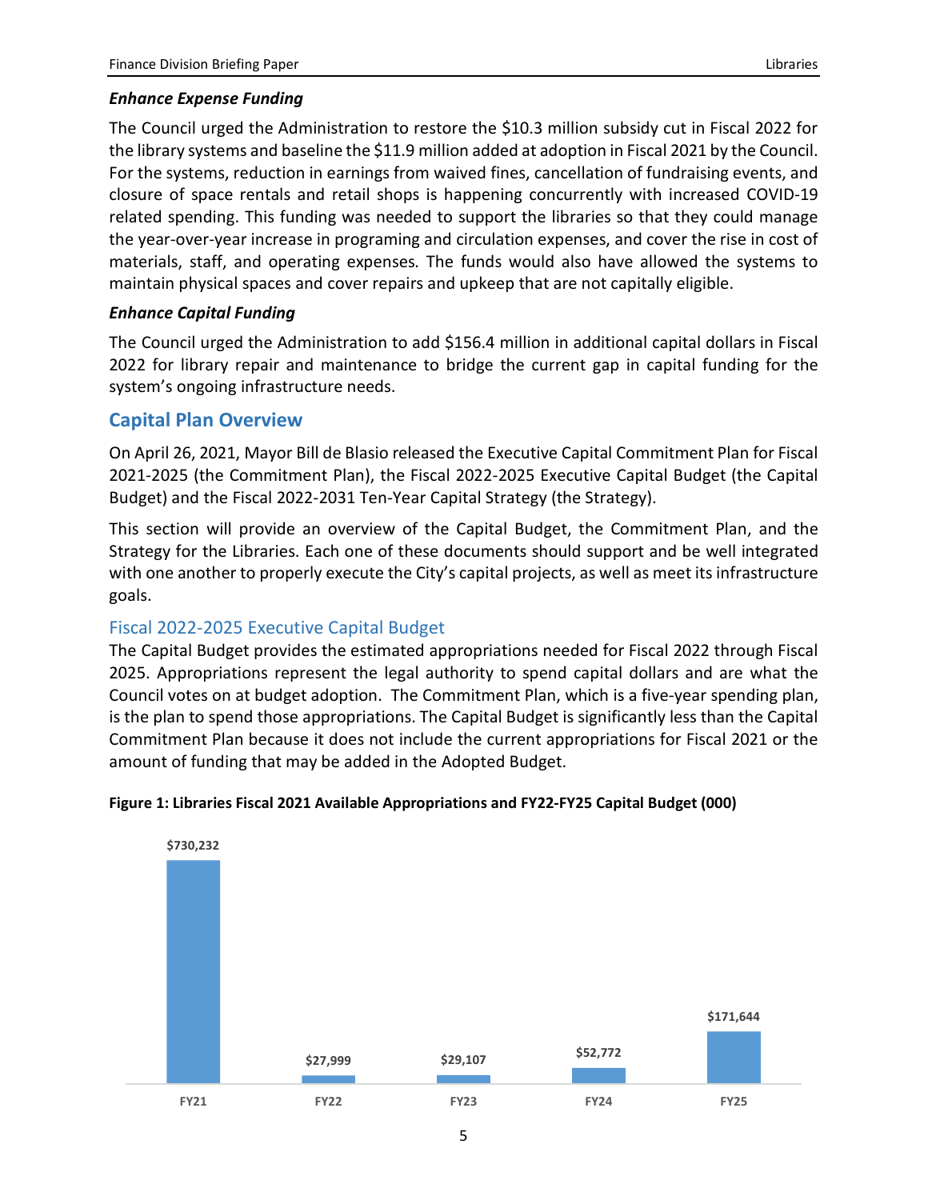### *Enhance Expense Funding*

The Council urged the Administration to restore the $10.3 million subsidy cut in Fiscal 2022 for the library systems and baseline the $11.9 million added at adoption in Fiscal 2021 by the Council. For the systems, reduction in earnings from waived fines, cancellation of fundraising events, and closure of space rentals and retail shops is happening concurrently with increased COVID-19 related spending. This funding was needed to support the libraries so that they could manage the year-over-year increase in programing and circulation expenses, and cover the rise in cost of materials, staff, and operating expenses. The funds would also have allowed the systems to maintain physical spaces and cover repairs and upkeep that are not capitally eligible.

### *Enhance Capital Funding*

The Council urged the Administration to add $156.4 million in additional capital dollars in Fiscal 2022 for library repair and maintenance to bridge the current gap in capital funding for the system's ongoing infrastructure needs.

## Capital Plan Overview

On April 26, 2021, Mayor Bill de Blasio released the Executive Capital Commitment Plan for Fiscal 2021-2025 (the Commitment Plan), the Fiscal 2022-2025 Executive Capital Budget (the Capital Budget) and the Fiscal 2022-2031 Ten-Year Capital Strategy (the Strategy).

This section will provide an overview of the Capital Budget, the Commitment Plan, and the Strategy for the Libraries. Each one of these documents should support and be well integrated with one another to properly execute the City's capital projects, as well as meet its infrastructure goals.

### Fiscal 2022-2025 Executive Capital Budget

The Capital Budget provides the estimated appropriations needed for Fiscal 2022 through Fiscal 2025. Appropriations represent the legal authority to spend capital dollars and are what the Council votes on at budget adoption. The Commitment Plan, which is a five-year spending plan, is the plan to spend those appropriations. The Capital Budget is significantly less than the Capital Commitment Plan because it does not include the current appropriations for Fiscal 2021 or the amount of funding that may be added in the Adopted Budget.

**Figure 1: Libraries Fiscal 2021 Available Appropriations and FY22-FY25 Capital Budget (000)**

| FY21 | FY22 | FY23 | FY24 | FY25 |
|---|---|---|---|---|
| $730,232 | $27,999 | $29,107 | $52,772 | $171,644 |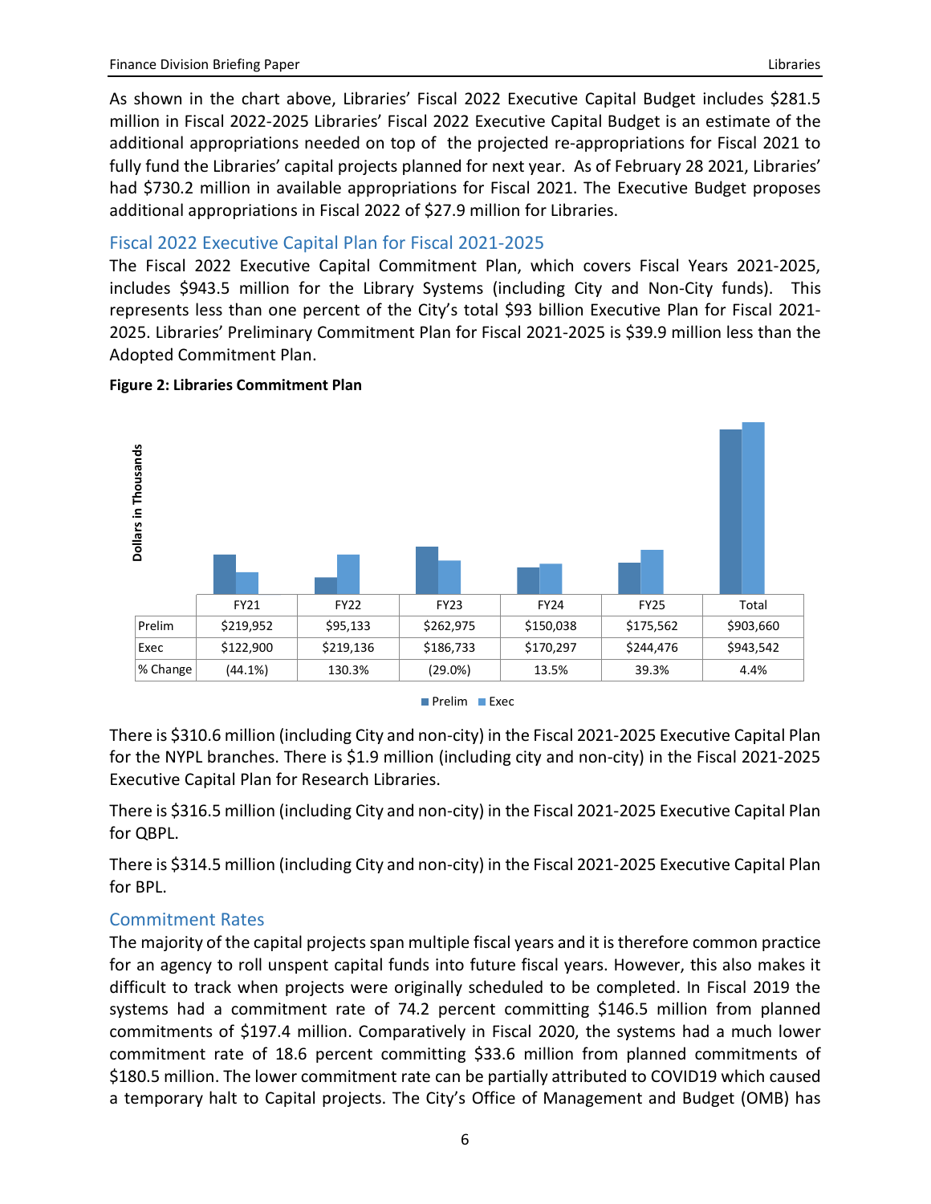As shown in the chart above, Libraries' Fiscal 2022 Executive Capital Budget includes $281.5 million in Fiscal 2022-2025 Libraries' Fiscal 2022 Executive Capital Budget is an estimate of the additional appropriations needed on top of the projected re-appropriations for Fiscal 2021 to fully fund the Libraries' capital projects planned for next year. As of February 28 2021, Libraries' had $730.2 million in available appropriations for Fiscal 2021. The Executive Budget proposes additional appropriations in Fiscal 2022 of $27.9 million for Libraries.

## Fiscal 2022 Executive Capital Plan for Fiscal 2021-2025

The Fiscal 2022 Executive Capital Commitment Plan, which covers Fiscal Years 2021-2025, includes $943.5 million for the Library Systems (including City and Non-City funds). This represents less than one percent of the City's total $93 billion Executive Plan for Fiscal 2021-2025. Libraries' Preliminary Commitment Plan for Fiscal 2021-2025 is $39.9 million less than the Adopted Commitment Plan.

**Figure 2: Libraries Commitment Plan**

Dollars in Thousands

| | FY21 | FY22 | FY23 | FY24 | FY25 | Total |
|---|---|---|---|---|---|---|
| Prelim | $219,952 | $95,133 | $262,975 | $150,038 | $175,562 | $903,660 |
| Exec | $122,900 | $219,136 | $186,733 | $170,297 | $244,476 | $943,542 |
| % Change | (44.1%) | 130.3% | (29.0%) | 13.5% | 39.3% | 4.4% |

Prelim  Exec

There is $310.6 million (including City and non-city) in the Fiscal 2021-2025 Executive Capital Plan for the NYPL branches. There is $1.9 million (including city and non-city) in the Fiscal 2021-2025 Executive Capital Plan for Research Libraries.

There is $316.5 million (including City and non-city) in the Fiscal 2021-2025 Executive Capital Plan for QBPL.

There is $314.5 million (including City and non-city) in the Fiscal 2021-2025 Executive Capital Plan for BPL.

## Commitment Rates

The majority of the capital projects span multiple fiscal years and it is therefore common practice for an agency to roll unspent capital funds into future fiscal years. However, this also makes it difficult to track when projects were originally scheduled to be completed. In Fiscal 2019 the systems had a commitment rate of 74.2 percent committing $146.5 million from planned commitments of $197.4 million. Comparatively in Fiscal 2020, the systems had a much lower commitment rate of 18.6 percent committing $33.6 million from planned commitments of $180.5 million. The lower commitment rate can be partially attributed to COVID19 which caused a temporary halt to Capital projects. The City's Office of Management and Budget (OMB) has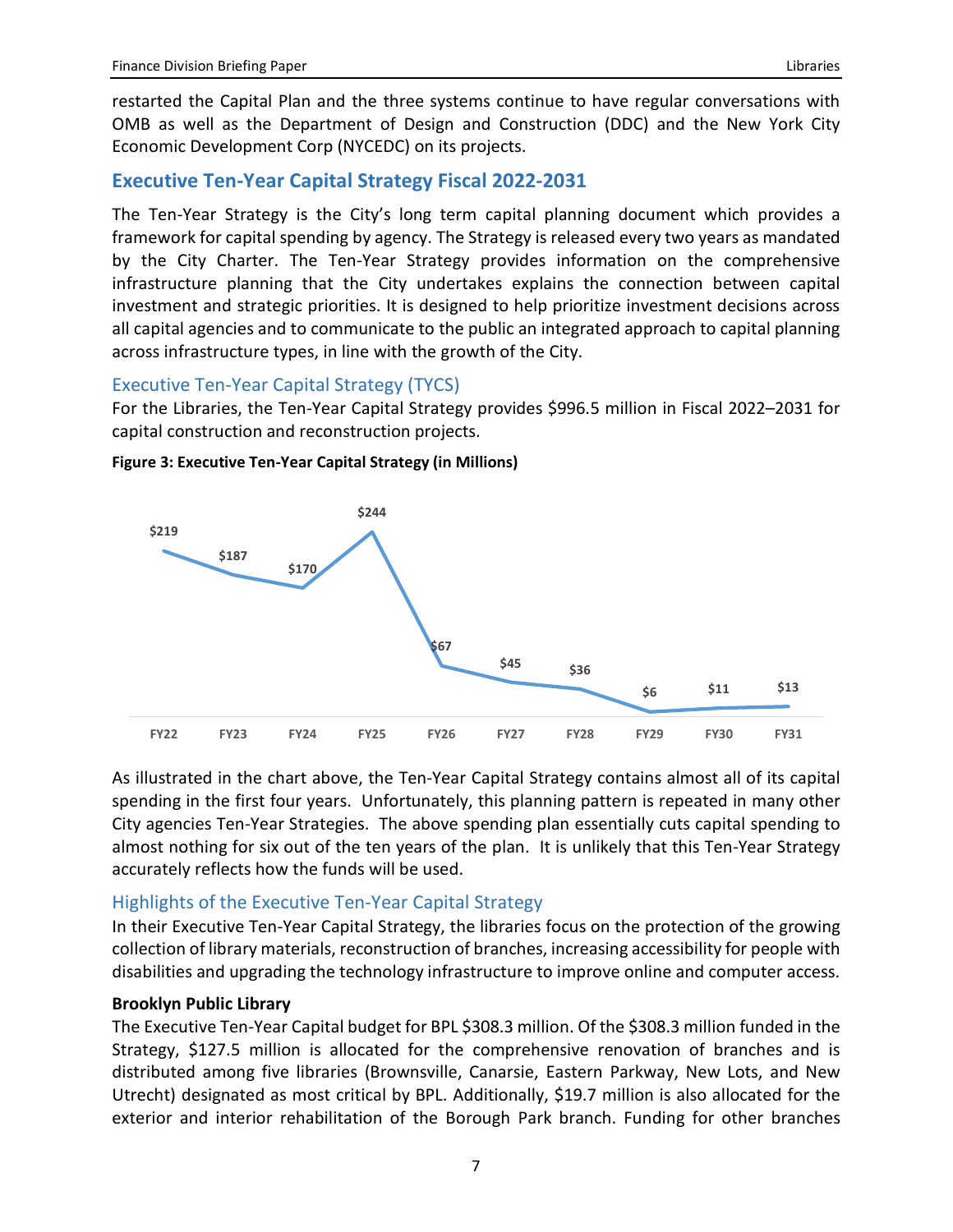restarted the Capital Plan and the three systems continue to have regular conversations with OMB as well as the Department of Design and Construction (DDC) and the New York City Economic Development Corp (NYCEDC) on its projects.

## Executive Ten-Year Capital Strategy Fiscal 2022-2031

The Ten-Year Strategy is the City's long term capital planning document which provides a framework for capital spending by agency. The Strategy is released every two years as mandated by the City Charter. The Ten-Year Strategy provides information on the comprehensive infrastructure planning that the City undertakes explains the connection between capital investment and strategic priorities. It is designed to help prioritize investment decisions across all capital agencies and to communicate to the public an integrated approach to capital planning across infrastructure types, in line with the growth of the City.

### Executive Ten-Year Capital Strategy (TYCS)

For the Libraries, the Ten-Year Capital Strategy provides $996.5 million in Fiscal 2022–2031 for capital construction and reconstruction projects.

**Figure 3: Executive Ten-Year Capital Strategy (in Millions)**

| FY22 | FY23 | FY24 | FY25 | FY26 | FY27 | FY28 | FY29 | FY30 | FY31 |
|---|---|---|---|---|---|---|---|---|---|
| $219 | $187 | $170 | $244 | $67 | $45 | $36 | $6 | $11 | $13 |

As illustrated in the chart above, the Ten-Year Capital Strategy contains almost all of its capital spending in the first four years. Unfortunately, this planning pattern is repeated in many other City agencies Ten-Year Strategies. The above spending plan essentially cuts capital spending to almost nothing for six out of the ten years of the plan. It is unlikely that this Ten-Year Strategy accurately reflects how the funds will be used.

### Highlights of the Executive Ten-Year Capital Strategy

In their Executive Ten-Year Capital Strategy, the libraries focus on the protection of the growing collection of library materials, reconstruction of branches, increasing accessibility for people with disabilities and upgrading the technology infrastructure to improve online and computer access.

**Brooklyn Public Library**

The Executive Ten-Year Capital budget for BPL $308.3 million. Of the $308.3 million funded in the Strategy, $127.5 million is allocated for the comprehensive renovation of branches and is distributed among five libraries (Brownsville, Canarsie, Eastern Parkway, New Lots, and New Utrecht) designated as most critical by BPL. Additionally, $19.7 million is also allocated for the exterior and interior rehabilitation of the Borough Park branch. Funding for other branches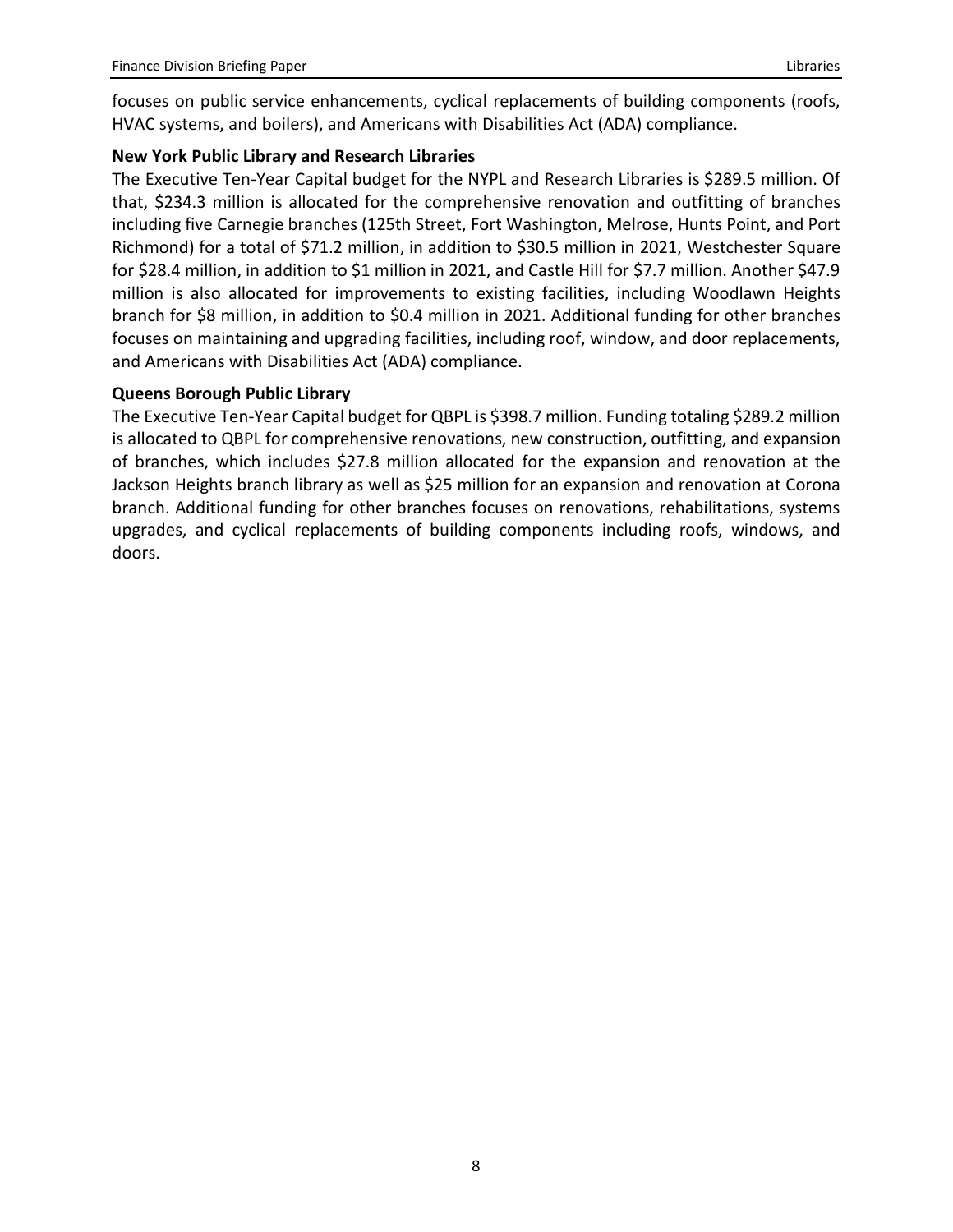focuses on public service enhancements, cyclical replacements of building components (roofs, HVAC systems, and boilers), and Americans with Disabilities Act (ADA) compliance.

**New York Public Library and Research Libraries**

The Executive Ten-Year Capital budget for the NYPL and Research Libraries is $289.5 million. Of that, $234.3 million is allocated for the comprehensive renovation and outfitting of branches including five Carnegie branches (125th Street, Fort Washington, Melrose, Hunts Point, and Port Richmond) for a total of $71.2 million, in addition to $30.5 million in 2021, Westchester Square for $28.4 million, in addition to $1 million in 2021, and Castle Hill for $7.7 million. Another $47.9 million is also allocated for improvements to existing facilities, including Woodlawn Heights branch for $8 million, in addition to $0.4 million in 2021. Additional funding for other branches focuses on maintaining and upgrading facilities, including roof, window, and door replacements, and Americans with Disabilities Act (ADA) compliance.

**Queens Borough Public Library**

The Executive Ten-Year Capital budget for QBPL is $398.7 million. Funding totaling $289.2 million is allocated to QBPL for comprehensive renovations, new construction, outfitting, and expansion of branches, which includes $27.8 million allocated for the expansion and renovation at the Jackson Heights branch library as well as $25 million for an expansion and renovation at Corona branch. Additional funding for other branches focuses on renovations, rehabilitations, systems upgrades, and cyclical replacements of building components including roofs, windows, and doors.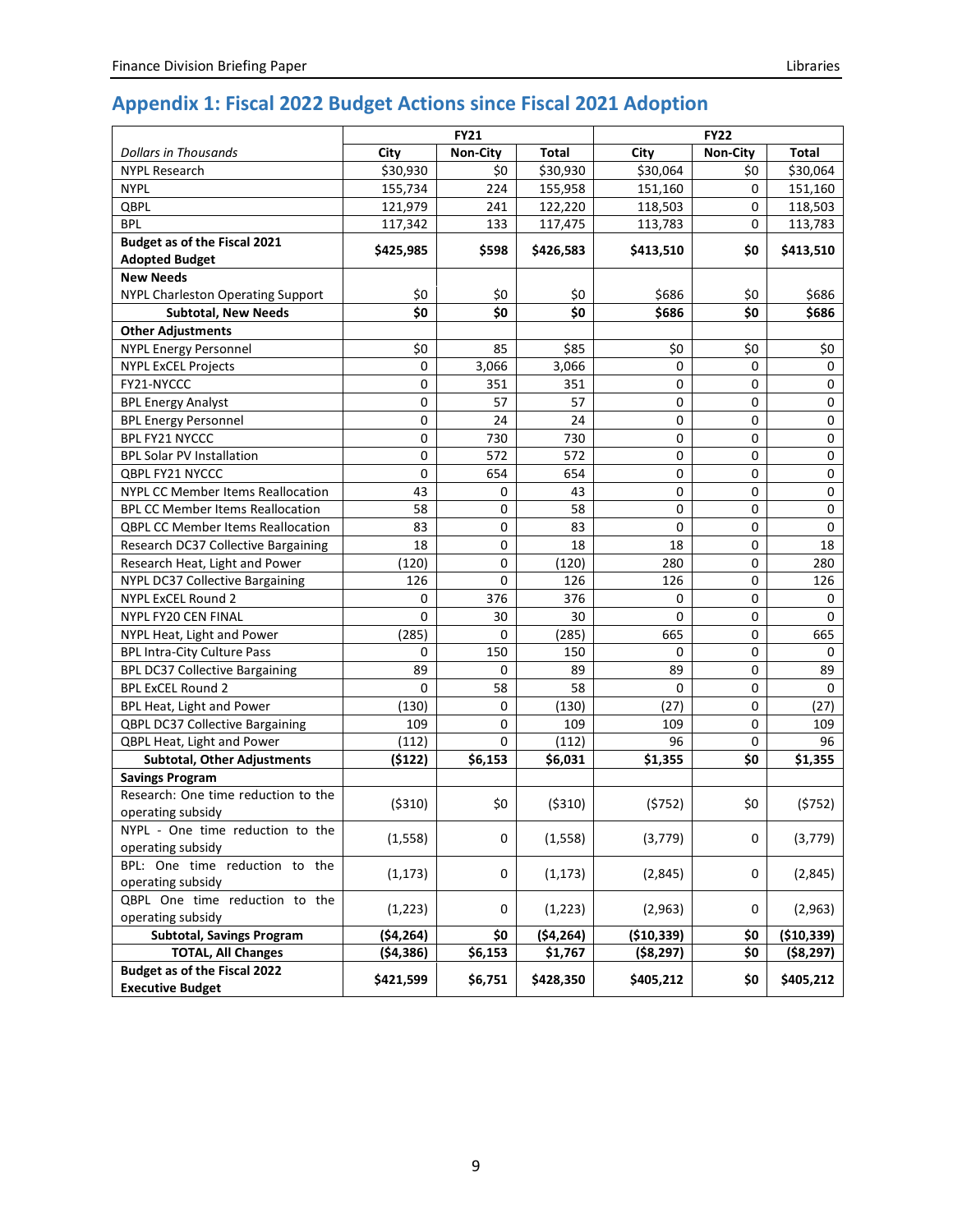## Appendix 1: Fiscal 2022 Budget Actions since Fiscal 2021 Adoption

| | FY21 | | | FY22 | | |
|---|---|---|---|---|---|---|
| *Dollars in Thousands* | **City** | **Non-City** | **Total** | **City** | **Non-City** | **Total** |
| NYPL Research | $30,930 | $0 | $30,930 | $30,064 | $0 | $30,064 |
| NYPL | 155,734 | 224 | 155,958 | 151,160 | 0 | 151,160 |
| QBPL | 121,979 | 241 | 122,220 | 118,503 | 0 | 118,503 |
| BPL | 117,342 | 133 | 117,475 | 113,783 | 0 | 113,783 |
| **Budget as of the Fiscal 2021 Adopted Budget** | **$425,985** | **$598** | **$426,583** | **$413,510** | **$0** | **$413,510** |
| **New Needs** | | | | | | |
| NYPL Charleston Operating Support | $0 | $0 | $0 | $686 | $0 | $686 |
| **Subtotal, New Needs** | **$0** | **$0** | **$0** | **$686** | **$0** | **$686** |
| **Other Adjustments** | | | | | | |
| NYPL Energy Personnel | $0 | 85 | $85 | $0 | $0 | $0 |
| NYPL ExCEL Projects | 0 | 3,066 | 3,066 | 0 | 0 | 0 |
| FY21-NYCCC | 0 | 351 | 351 | 0 | 0 | 0 |
| BPL Energy Analyst | 0 | 57 | 57 | 0 | 0 | 0 |
| BPL Energy Personnel | 0 | 24 | 24 | 0 | 0 | 0 |
| BPL FY21 NYCCC | 0 | 730 | 730 | 0 | 0 | 0 |
| BPL Solar PV Installation | 0 | 572 | 572 | 0 | 0 | 0 |
| QBPL FY21 NYCCC | 0 | 654 | 654 | 0 | 0 | 0 |
| NYPL CC Member Items Reallocation | 43 | 0 | 43 | 0 | 0 | 0 |
| BPL CC Member Items Reallocation | 58 | 0 | 58 | 0 | 0 | 0 |
| QBPL CC Member Items Reallocation | 83 | 0 | 83 | 0 | 0 | 0 |
| Research DC37 Collective Bargaining | 18 | 0 | 18 | 18 | 0 | 18 |
| Research Heat, Light and Power | (120) | 0 | (120) | 280 | 0 | 280 |
| NYPL DC37 Collective Bargaining | 126 | 0 | 126 | 126 | 0 | 126 |
| NYPL ExCEL Round 2 | 0 | 376 | 376 | 0 | 0 | 0 |
| NYPL FY20 CEN FINAL | 0 | 30 | 30 | 0 | 0 | 0 |
| NYPL Heat, Light and Power | (285) | 0 | (285) | 665 | 0 | 665 |
| BPL Intra-City Culture Pass | 0 | 150 | 150 | 0 | 0 | 0 |
| BPL DC37 Collective Bargaining | 89 | 0 | 89 | 89 | 0 | 89 |
| BPL ExCEL Round 2 | 0 | 58 | 58 | 0 | 0 | 0 |
| BPL Heat, Light and Power | (130) | 0 | (130) | (27) | 0 | (27) |
| QBPL DC37 Collective Bargaining | 109 | 0 | 109 | 109 | 0 | 109 |
| QBPL Heat, Light and Power | (112) | 0 | (112) | 96 | 0 | 96 |
| **Subtotal, Other Adjustments** | **($122)** | **$6,153** | **$6,031** | **$1,355** | **$0** | **$1,355** |
| **Savings Program** | | | | | | |
| Research: One time reduction to the operating subsidy | ($310) | $0 | ($310) | ($752) | $0 | ($752) |
| NYPL - One time reduction to the operating subsidy | (1,558) | 0 | (1,558) | (3,779) | 0 | (3,779) |
| BPL: One time reduction to the operating subsidy | (1,173) | 0 | (1,173) | (2,845) | 0 | (2,845) |
| QBPL One time reduction to the operating subsidy | (1,223) | 0 | (1,223) | (2,963) | 0 | (2,963) |
| **Subtotal, Savings Program** | **($4,264)** | **$0** | **($4,264)** | **($10,339)** | **$0** | **($10,339)** |
| **TOTAL, All Changes** | **($4,386)** | **$6,153** | **$1,767** | **($8,297)** | **$0** | **($8,297)** |
| **Budget as of the Fiscal 2022 Executive Budget** | **$421,599** | **$6,751** | **$428,350** | **$405,212** | **$0** | **$405,212** |